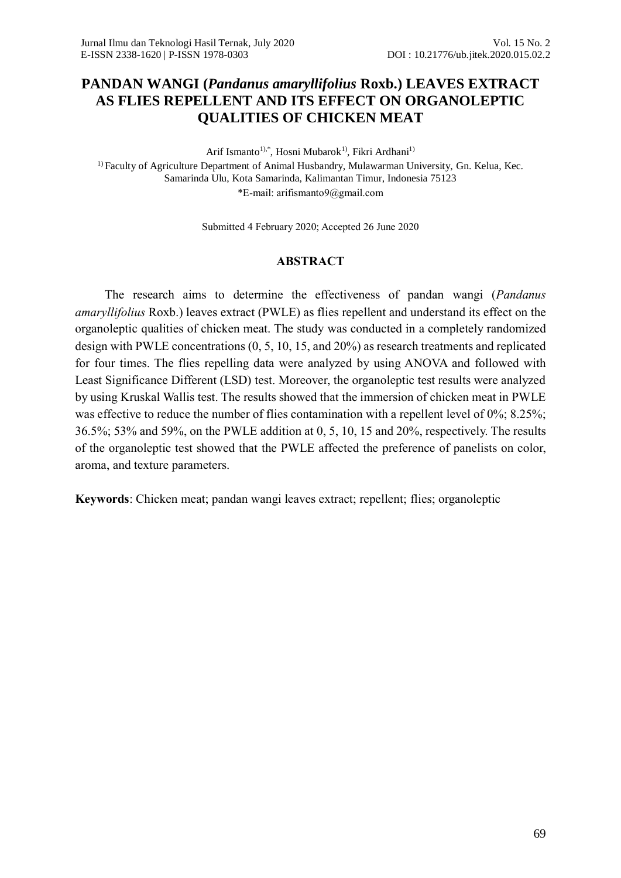# PANDAN WANGI (*Pandanus amaryllifolius* Roxb.) LEAVES EXTRACT AS FLIES REPELLENT AND ITS EFFECT ON ORGANOLEPTIC QUALITIES OF CHICKEN MEAT

Arif Ismanto[1),*], Hosni Mubarok[1)], Fikri Ardhani[1)]

[1)] Faculty of Agriculture Department of Animal Husbandry, Mulawarman University, Gn. Kelua, Kec. Samarinda Ulu, Kota Samarinda, Kalimantan Timur, Indonesia 75123

*E-mail: arifismanto9@gmail.com

Submitted 4 February 2020; Accepted 26 June 2020

## ABSTRACT

The research aims to determine the effectiveness of pandan wangi (*Pandanus amaryllifolius* Roxb.) leaves extract (PWLE) as flies repellent and understand its effect on the organoleptic qualities of chicken meat. The study was conducted in a completely randomized design with PWLE concentrations (0, 5, 10, 15, and 20%) as research treatments and replicated for four times. The flies repelling data were analyzed by using ANOVA and followed with Least Significance Different (LSD) test. Moreover, the organoleptic test results were analyzed by using Kruskal Wallis test. The results showed that the immersion of chicken meat in PWLE was effective to reduce the number of flies contamination with a repellent level of 0%; 8.25%; 36.5%; 53% and 59%, on the PWLE addition at 0, 5, 10, 15 and 20%, respectively. The results of the organoleptic test showed that the PWLE affected the preference of panelists on color, aroma, and texture parameters.

**Keywords**: Chicken meat; pandan wangi leaves extract; repellent; flies; organoleptic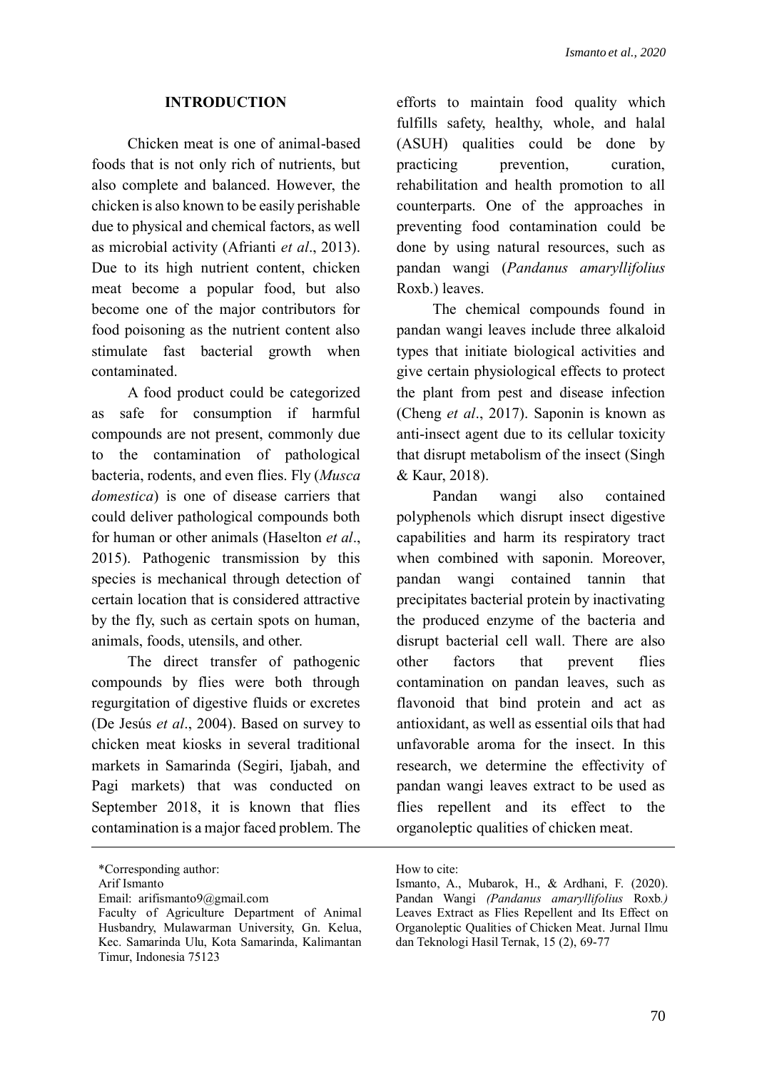## INTRODUCTION

Chicken meat is one of animal-based foods that is not only rich of nutrients, but also complete and balanced. However, the chicken is also known to be easily perishable due to physical and chemical factors, as well as microbial activity (Afrianti *et al*., 2013). Due to its high nutrient content, chicken meat become a popular food, but also become one of the major contributors for food poisoning as the nutrient content also stimulate fast bacterial growth when contaminated.

A food product could be categorized as safe for consumption if harmful compounds are not present, commonly due to the contamination of pathological bacteria, rodents, and even flies. Fly (*Musca domestica*) is one of disease carriers that could deliver pathological compounds both for human or other animals (Haselton *et al*., 2015). Pathogenic transmission by this species is mechanical through detection of certain location that is considered attractive by the fly, such as certain spots on human, animals, foods, utensils, and other.

The direct transfer of pathogenic compounds by flies were both through regurgitation of digestive fluids or excretes (De Jesús *et al*., 2004). Based on survey to chicken meat kiosks in several traditional markets in Samarinda (Segiri, Ijabah, and Pagi markets) that was conducted on September 2018, it is known that flies contamination is a major faced problem. The efforts to maintain food quality which fulfills safety, healthy, whole, and halal (ASUH) qualities could be done by practicing prevention, curation, rehabilitation and health promotion to all counterparts. One of the approaches in preventing food contamination could be done by using natural resources, such as pandan wangi (*Pandanus amaryllifolius* Roxb.) leaves.

The chemical compounds found in pandan wangi leaves include three alkaloid types that initiate biological activities and give certain physiological effects to protect the plant from pest and disease infection (Cheng *et al*., 2017). Saponin is known as anti-insect agent due to its cellular toxicity that disrupt metabolism of the insect (Singh & Kaur, 2018).

Pandan wangi also contained polyphenols which disrupt insect digestive capabilities and harm its respiratory tract when combined with saponin. Moreover, pandan wangi contained tannin that precipitates bacterial protein by inactivating the produced enzyme of the bacteria and disrupt bacterial cell wall. There are also other factors that prevent flies contamination on pandan leaves, such as flavonoid that bind protein and act as antioxidant, as well as essential oils that had unfavorable aroma for the insect. In this research, we determine the effectivity of pandan wangi leaves extract to be used as flies repellent and its effect to the organoleptic qualities of chicken meat.

---

*Corresponding author:
Arif Ismanto
Email: arifismanto9@gmail.com
Faculty of Agriculture Department of Animal Husbandry, Mulawarman University, Gn. Kelua, Kec. Samarinda Ulu, Kota Samarinda, Kalimantan Timur, Indonesia 75123

How to cite:
Ismanto, A., Mubarok, H., & Ardhani, F. (2020). Pandan Wangi *(Pandanus amaryllifolius* Roxb*.)* Leaves Extract as Flies Repellent and Its Effect on Organoleptic Qualities of Chicken Meat. Jurnal Ilmu dan Teknologi Hasil Ternak, 15 (2), 69-77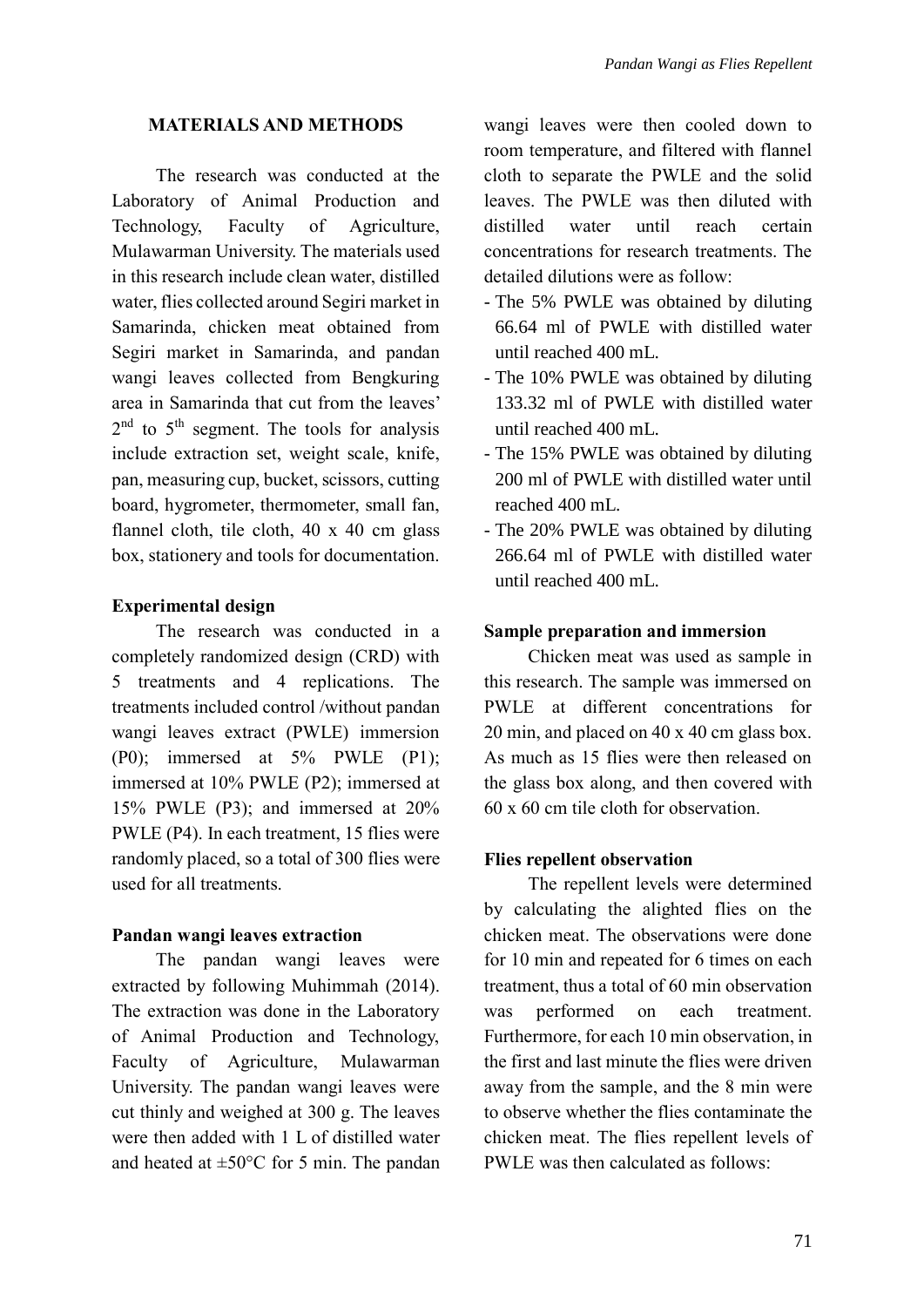## MATERIALS AND METHODS

The research was conducted at the Laboratory of Animal Production and Technology, Faculty of Agriculture, Mulawarman University. The materials used in this research include clean water, distilled water, flies collected around Segiri market in Samarinda, chicken meat obtained from Segiri market in Samarinda, and pandan wangi leaves collected from Bengkuring area in Samarinda that cut from the leaves' 2nd to 5th segment. The tools for analysis include extraction set, weight scale, knife, pan, measuring cup, bucket, scissors, cutting board, hygrometer, thermometer, small fan, flannel cloth, tile cloth, 40 x 40 cm glass box, stationery and tools for documentation.

### Experimental design

The research was conducted in a completely randomized design (CRD) with 5 treatments and 4 replications. The treatments included control /without pandan wangi leaves extract (PWLE) immersion (P0); immersed at 5% PWLE (P1); immersed at 10% PWLE (P2); immersed at 15% PWLE (P3); and immersed at 20% PWLE (P4). In each treatment, 15 flies were randomly placed, so a total of 300 flies were used for all treatments.

### Pandan wangi leaves extraction

The pandan wangi leaves were extracted by following Muhimmah (2014). The extraction was done in the Laboratory of Animal Production and Technology, Faculty of Agriculture, Mulawarman University. The pandan wangi leaves were cut thinly and weighed at 300 g. The leaves were then added with 1 L of distilled water and heated at ±50°C for 5 min. The pandan wangi leaves were then cooled down to room temperature, and filtered with flannel cloth to separate the PWLE and the solid leaves. The PWLE was then diluted with distilled water until reach certain concentrations for research treatments. The detailed dilutions were as follow:

- The 5% PWLE was obtained by diluting 66.64 ml of PWLE with distilled water until reached 400 mL.
- The 10% PWLE was obtained by diluting 133.32 ml of PWLE with distilled water until reached 400 mL.
- The 15% PWLE was obtained by diluting 200 ml of PWLE with distilled water until reached 400 mL.
- The 20% PWLE was obtained by diluting 266.64 ml of PWLE with distilled water until reached 400 mL.

### Sample preparation and immersion

Chicken meat was used as sample in this research. The sample was immersed on PWLE at different concentrations for 20 min, and placed on 40 x 40 cm glass box. As much as 15 flies were then released on the glass box along, and then covered with 60 x 60 cm tile cloth for observation.

### Flies repellent observation

The repellent levels were determined by calculating the alighted flies on the chicken meat. The observations were done for 10 min and repeated for 6 times on each treatment, thus a total of 60 min observation was performed on each treatment. Furthermore, for each 10 min observation, in the first and last minute the flies were driven away from the sample, and the 8 min were to observe whether the flies contaminate the chicken meat. The flies repellent levels of PWLE was then calculated as follows: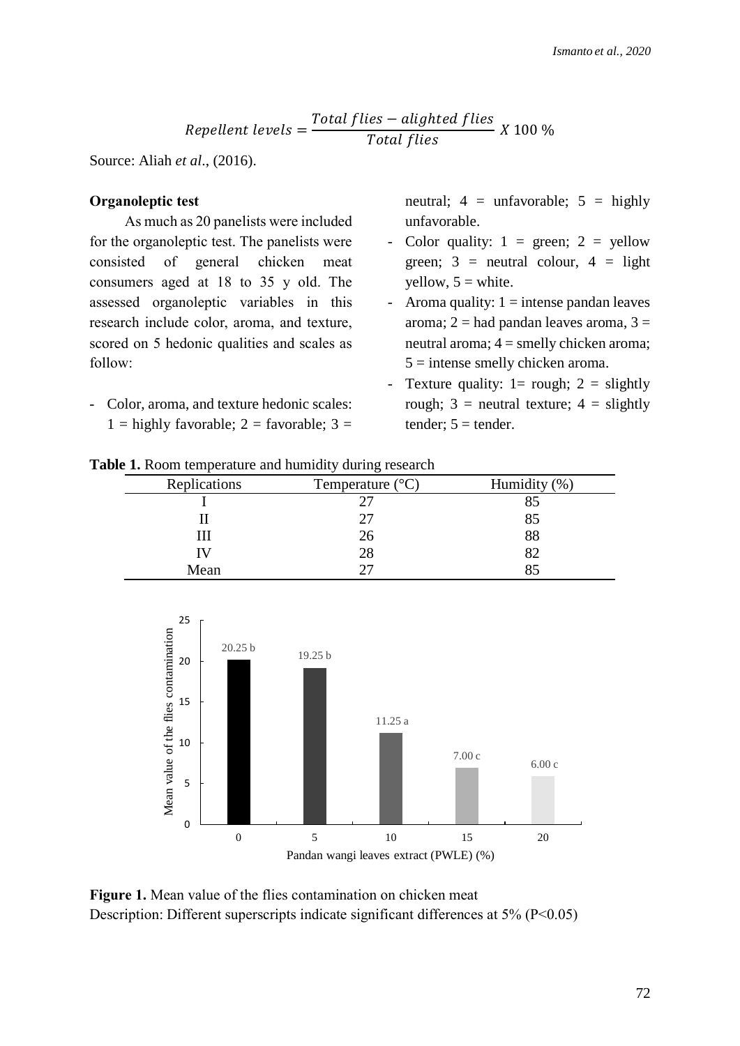$$Repellent\ levels = \frac{Total\ flies - alighted\ flies}{Total\ flies}\ X\ 100\ \%$$

Source: Aliah *et al*., (2016).

**Organoleptic test**

As much as 20 panelists were included for the organoleptic test. The panelists were consisted of general chicken meat consumers aged at 18 to 35 y old. The assessed organoleptic variables in this research include color, aroma, and texture, scored on 5 hedonic qualities and scales as follow:

- Color, aroma, and texture hedonic scales: 1 = highly favorable; 2 = favorable; 3 = neutral; 4 = unfavorable; 5 = highly unfavorable.
- Color quality: 1 = green; 2 = yellow green; 3 = neutral colour, 4 = light yellow, 5 = white.
- Aroma quality: 1 = intense pandan leaves aroma; 2 = had pandan leaves aroma, 3 = neutral aroma; 4 = smelly chicken aroma; 5 = intense smelly chicken aroma.
- Texture quality: 1= rough; 2 = slightly rough; 3 = neutral texture; 4 = slightly tender; 5 = tender.

**Table 1.** Room temperature and humidity during research

| Replications | Temperature (°C) | Humidity (%) |
|---|---|---|
| I | 27 | 85 |
| II | 27 | 85 |
| III | 26 | 88 |
| IV | 28 | 82 |
| Mean | 27 | 85 |

| Pandan wangi leaves extract (PWLE) (%) | Mean value of the flies contamination |
|---|---|
| 0 | 20.25 b |
| 5 | 19.25 b |
| 10 | 11.25 a |
| 15 | 7.00 c |
| 20 | 6.00 c |

**Figure 1.** Mean value of the flies contamination on chicken meat
Description: Different superscripts indicate significant differences at 5% ($P<0.05$)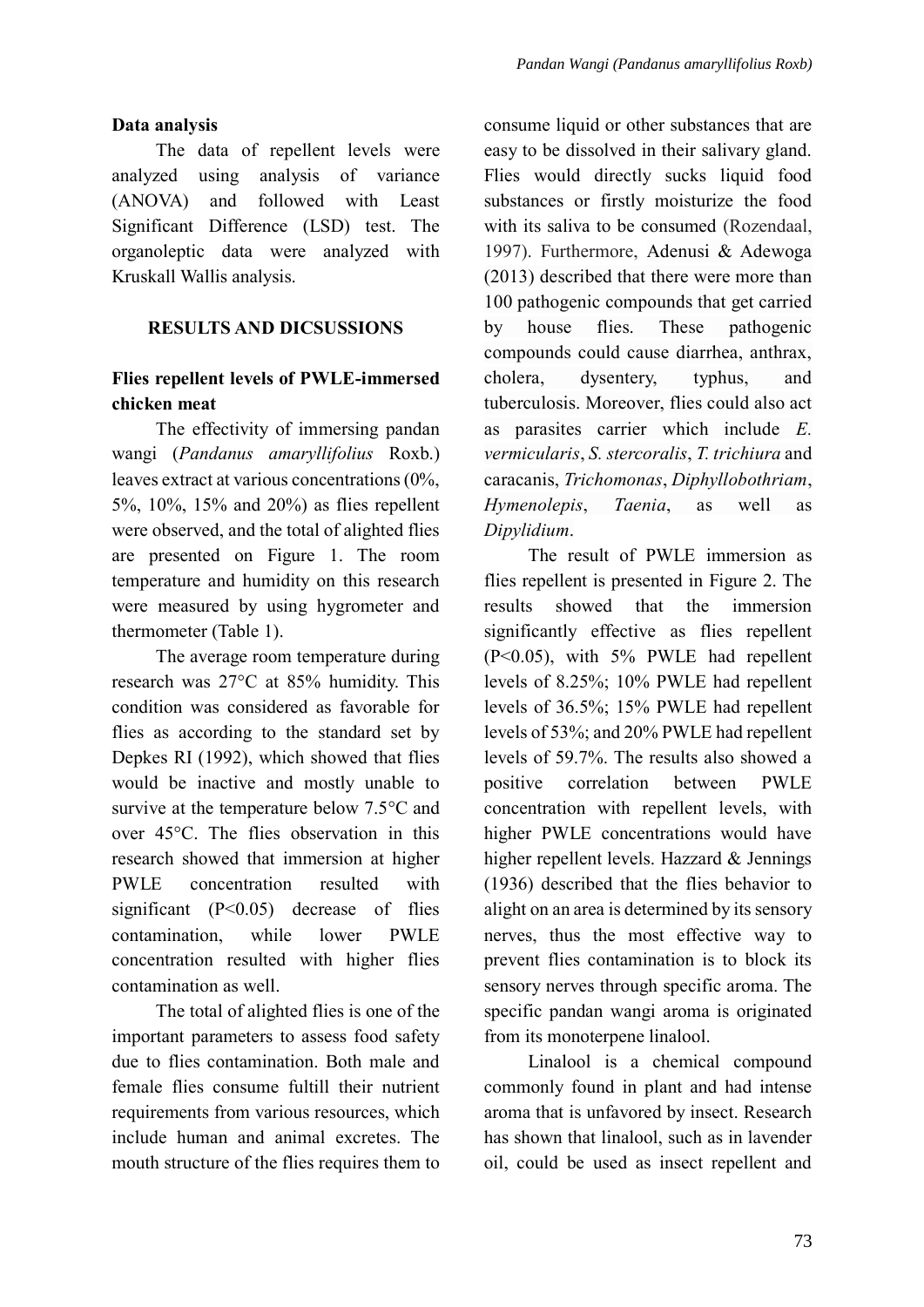**Data analysis**

The data of repellent levels were analyzed using analysis of variance (ANOVA) and followed with Least Significant Difference (LSD) test. The organoleptic data were analyzed with Kruskall Wallis analysis.

## RESULTS AND DICSUSSIONS

### Flies repellent levels of PWLE-immersed chicken meat

The effectivity of immersing pandan wangi (*Pandanus amaryllifolius* Roxb.) leaves extract at various concentrations (0%, 5%, 10%, 15% and 20%) as flies repellent were observed, and the total of alighted flies are presented on Figure 1. The room temperature and humidity on this research were measured by using hygrometer and thermometer (Table 1).

The average room temperature during research was 27°C at 85% humidity. This condition was considered as favorable for flies as according to the standard set by Depkes RI (1992), which showed that flies would be inactive and mostly unable to survive at the temperature below 7.5°C and over 45°C. The flies observation in this research showed that immersion at higher PWLE concentration resulted with significant (P<0.05) decrease of flies contamination, while lower PWLE concentration resulted with higher flies contamination as well.

The total of alighted flies is one of the important parameters to assess food safety due to flies contamination. Both male and female flies consume fultill their nutrient requirements from various resources, which include human and animal excretes. The mouth structure of the flies requires them to consume liquid or other substances that are easy to be dissolved in their salivary gland. Flies would directly sucks liquid food substances or firstly moisturize the food with its saliva to be consumed (Rozendaal, 1997). Furthermore, Adenusi & Adewoga (2013) described that there were more than 100 pathogenic compounds that get carried by house flies. These pathogenic compounds could cause diarrhea, anthrax, cholera, dysentery, typhus, and tuberculosis. Moreover, flies could also act as parasites carrier which include *E. vermicularis*, *S. stercoralis*, *T. trichiura* and caracanis, *Trichomonas*, *Diphyllobothriam*, *Hymenolepis*, *Taenia*, as well as *Dipylidium*.

The result of PWLE immersion as flies repellent is presented in Figure 2. The results showed that the immersion significantly effective as flies repellent (P<0.05), with 5% PWLE had repellent levels of 8.25%; 10% PWLE had repellent levels of 36.5%; 15% PWLE had repellent levels of 53%; and 20% PWLE had repellent levels of 59.7%. The results also showed a positive correlation between PWLE concentration with repellent levels, with higher PWLE concentrations would have higher repellent levels. Hazzard & Jennings (1936) described that the flies behavior to alight on an area is determined by its sensory nerves, thus the most effective way to prevent flies contamination is to block its sensory nerves through specific aroma. The specific pandan wangi aroma is originated from its monoterpene linalool.

Linalool is a chemical compound commonly found in plant and had intense aroma that is unfavored by insect. Research has shown that linalool, such as in lavender oil, could be used as insect repellent and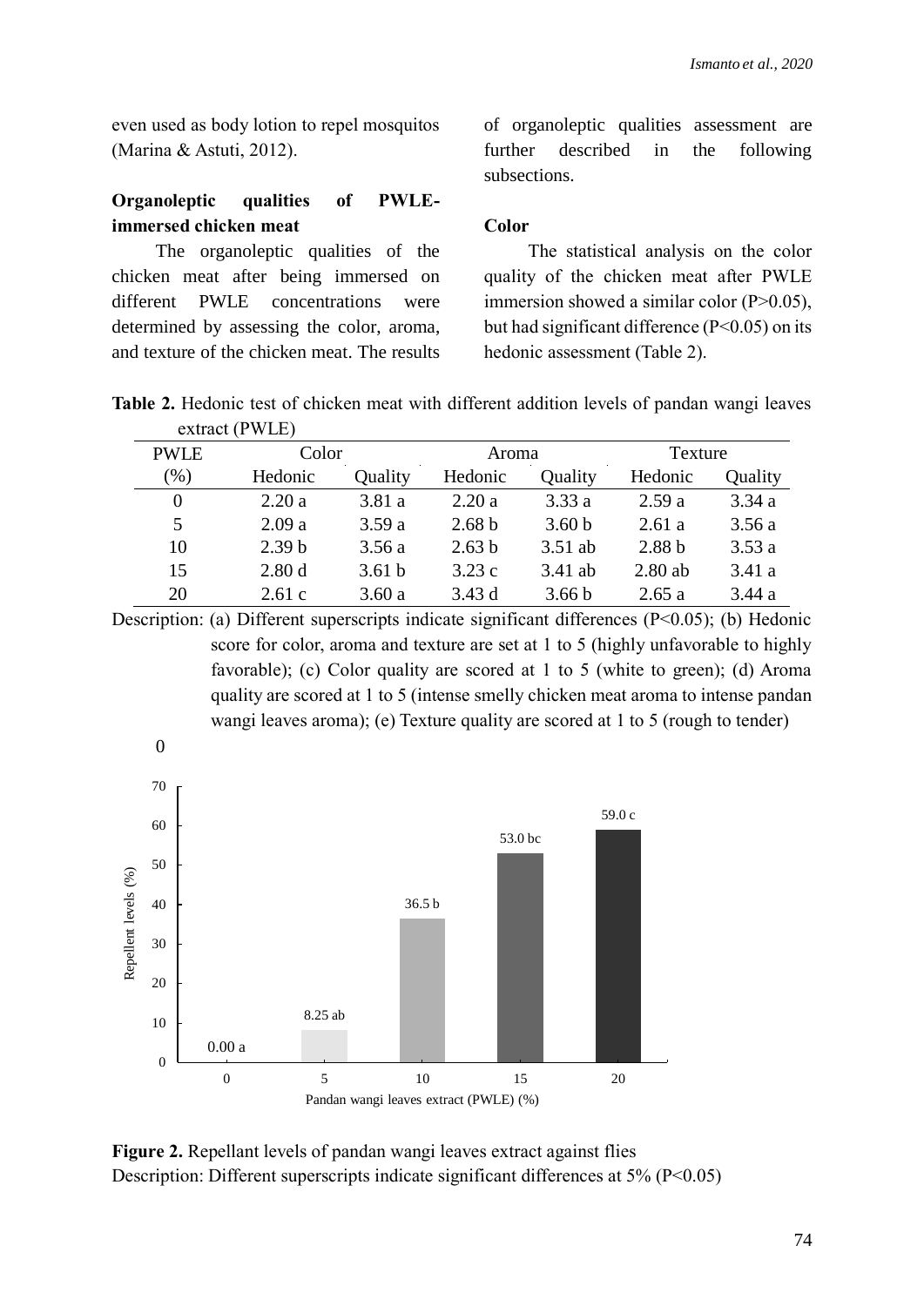even used as body lotion to repel mosquitos (Marina & Astuti, 2012).

### Organoleptic qualities of PWLE-immersed chicken meat

The organoleptic qualities of the chicken meat after being immersed on different PWLE concentrations were determined by assessing the color, aroma, and texture of the chicken meat. The results of organoleptic qualities assessment are further described in the following subsections.

#### Color

The statistical analysis on the color quality of the chicken meat after PWLE immersion showed a similar color ($P>0.05$), but had significant difference ($P<0.05$) on its hedonic assessment (Table 2).

**Table 2.** Hedonic test of chicken meat with different addition levels of pandan wangi leaves extract (PWLE)

| PWLE | Color | | Aroma | | Texture | |
|---|---|---|---|---|---|---|
| (%) | Hedonic | Quality | Hedonic | Quality | Hedonic | Quality |
| 0 | 2.20 a | 3.81 a | 2.20 a | 3.33 a | 2.59 a | 3.34 a |
| 5 | 2.09 a | 3.59 a | 2.68 b | 3.60 b | 2.61 a | 3.56 a |
| 10 | 2.39 b | 3.56 a | 2.63 b | 3.51 ab | 2.88 b | 3.53 a |
| 15 | 2.80 d | 3.61 b | 3.23 c | 3.41 ab | 2.80 ab | 3.41 a |
| 20 | 2.61 c | 3.60 a | 3.43 d | 3.66 b | 2.65 a | 3.44 a |

Description: (a) Different superscripts indicate significant differences ($P<0.05$); (b) Hedonic score for color, aroma and texture are set at 1 to 5 (highly unfavorable to highly favorable); (c) Color quality are scored at 1 to 5 (white to green); (d) Aroma quality are scored at 1 to 5 (intense smelly chicken meat aroma to intense pandan wangi leaves aroma); (e) Texture quality are scored at 1 to 5 (rough to tender)

**Figure 2.** Repellant levels of pandan wangi leaves extract against flies
Description: Different superscripts indicate significant differences at 5% ($P<0.05$)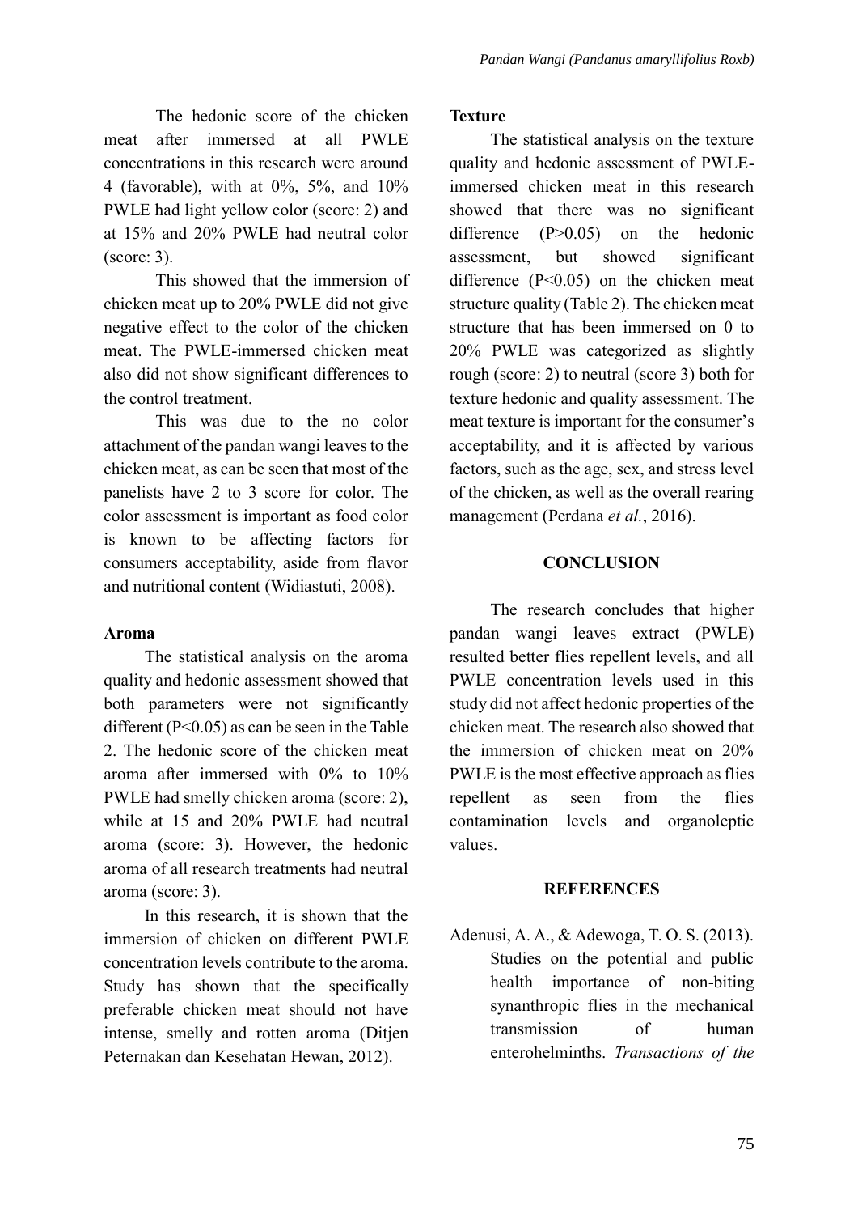The hedonic score of the chicken meat after immersed at all PWLE concentrations in this research were around 4 (favorable), with at 0%, 5%, and 10% PWLE had light yellow color (score: 2) and at 15% and 20% PWLE had neutral color (score: 3).

This showed that the immersion of chicken meat up to 20% PWLE did not give negative effect to the color of the chicken meat. The PWLE-immersed chicken meat also did not show significant differences to the control treatment.

This was due to the no color attachment of the pandan wangi leaves to the chicken meat, as can be seen that most of the panelists have 2 to 3 score for color. The color assessment is important as food color is known to be affecting factors for consumers acceptability, aside from flavor and nutritional content (Widiastuti, 2008).

**Aroma**

The statistical analysis on the aroma quality and hedonic assessment showed that both parameters were not significantly different ($P<0.05$) as can be seen in the Table 2. The hedonic score of the chicken meat aroma after immersed with 0% to 10% PWLE had smelly chicken aroma (score: 2), while at 15 and 20% PWLE had neutral aroma (score: 3). However, the hedonic aroma of all research treatments had neutral aroma (score: 3).

In this research, it is shown that the immersion of chicken on different PWLE concentration levels contribute to the aroma. Study has shown that the specifically preferable chicken meat should not have intense, smelly and rotten aroma (Ditjen Peternakan dan Kesehatan Hewan, 2012).

**Texture**

The statistical analysis on the texture quality and hedonic assessment of PWLE-immersed chicken meat in this research showed that there was no significant difference ($P>0.05$) on the hedonic assessment, but showed significant difference ($P<0.05$) on the chicken meat structure quality (Table 2). The chicken meat structure that has been immersed on 0 to 20% PWLE was categorized as slightly rough (score: 2) to neutral (score 3) both for texture hedonic and quality assessment. The meat texture is important for the consumer's acceptability, and it is affected by various factors, such as the age, sex, and stress level of the chicken, as well as the overall rearing management (Perdana *et al.*, 2016).

## CONCLUSION

The research concludes that higher pandan wangi leaves extract (PWLE) resulted better flies repellent levels, and all PWLE concentration levels used in this study did not affect hedonic properties of the chicken meat. The research also showed that the immersion of chicken meat on 20% PWLE is the most effective approach as flies repellent as seen from the flies contamination levels and organoleptic values.

## REFERENCES

Adenusi, A. A., & Adewoga, T. O. S. (2013). Studies on the potential and public health importance of non-biting synanthropic flies in the mechanical transmission of human enterohelminths. *Transactions of the*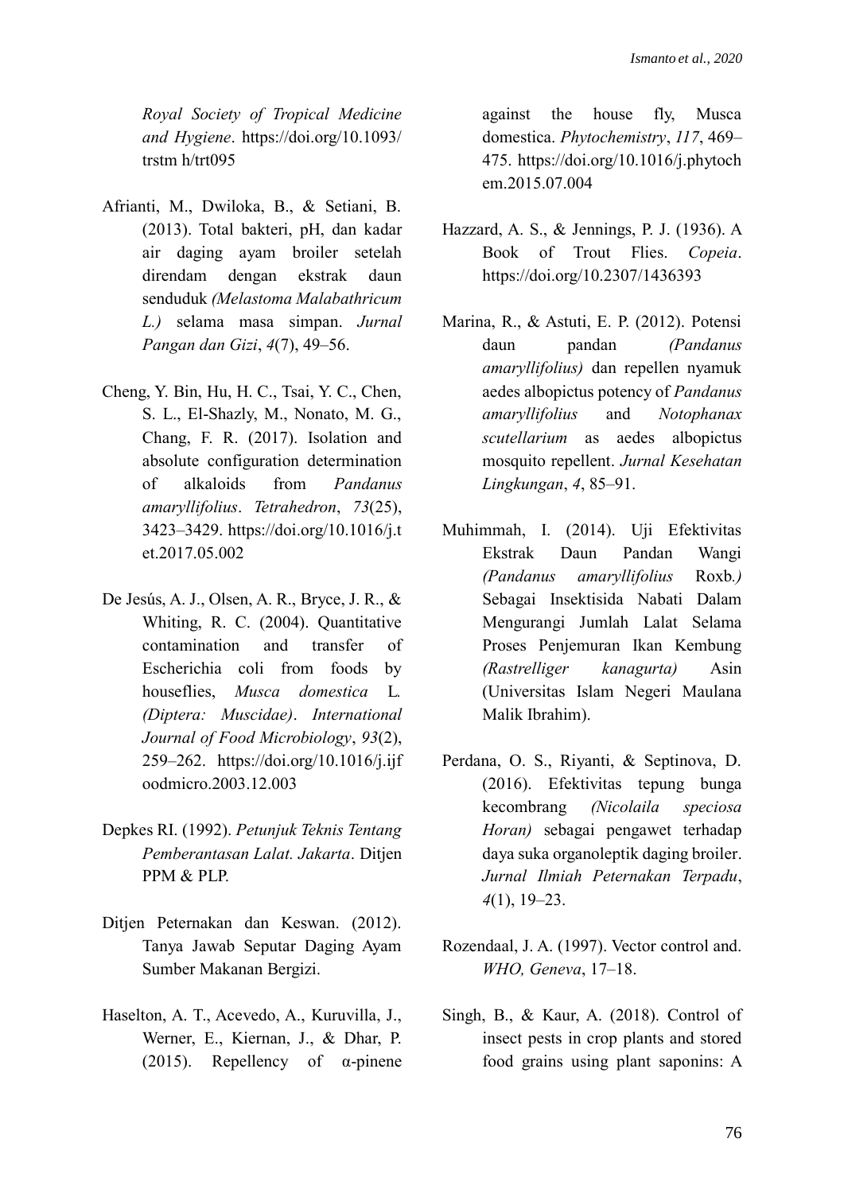*Royal Society of Tropical Medicine and Hygiene*. https://doi.org/10.1093/trstm h/trt095

Afrianti, M., Dwiloka, B., & Setiani, B. (2013). Total bakteri, pH, dan kadar air daging ayam broiler setelah direndam dengan ekstrak daun senduduk *(Melastoma Malabathricum L.)* selama masa simpan. *Jurnal Pangan dan Gizi*, *4*(7), 49–56.

Cheng, Y. Bin, Hu, H. C., Tsai, Y. C., Chen, S. L., El-Shazly, M., Nonato, M. G., Chang, F. R. (2017). Isolation and absolute configuration determination of alkaloids from *Pandanus amaryllifolius*. *Tetrahedron*, *73*(25), 3423–3429. https://doi.org/10.1016/j.tet.2017.05.002

De Jesús, A. J., Olsen, A. R., Bryce, J. R., & Whiting, R. C. (2004). Quantitative contamination and transfer of Escherichia coli from foods by houseflies, *Musca domestica* L. *(Diptera: Muscidae)*. *International Journal of Food Microbiology*, *93*(2), 259–262. https://doi.org/10.1016/j.ijfoodmicro.2003.12.003

Depkes RI. (1992). *Petunjuk Teknis Tentang Pemberantasan Lalat. Jakarta*. Ditjen PPM & PLP.

Ditjen Peternakan dan Keswan. (2012). Tanya Jawab Seputar Daging Ayam Sumber Makanan Bergizi.

Haselton, A. T., Acevedo, A., Kuruvilla, J., Werner, E., Kiernan, J., & Dhar, P. (2015). Repellency of α-pinene against the house fly, Musca domestica. *Phytochemistry*, *117*, 469–475. https://doi.org/10.1016/j.phytochem.2015.07.004

Hazzard, A. S., & Jennings, P. J. (1936). A Book of Trout Flies. *Copeia*. https://doi.org/10.2307/1436393

Marina, R., & Astuti, E. P. (2012). Potensi daun pandan *(Pandanus amaryllifolius)* dan repellen nyamuk aedes albopictus potency of *Pandanus amaryllifolius* and *Notophanax scutellarium* as aedes albopictus mosquito repellent. *Jurnal Kesehatan Lingkungan*, *4*, 85–91.

Muhimmah, I. (2014). Uji Efektivitas Ekstrak Daun Pandan Wangi *(Pandanus amaryllifolius* Roxb.*)* Sebagai Insektisida Nabati Dalam Mengurangi Jumlah Lalat Selama Proses Penjemuran Ikan Kembung *(Rastrelliger kanagurta)* Asin (Universitas Islam Negeri Maulana Malik Ibrahim).

Perdana, O. S., Riyanti, & Septinova, D. (2016). Efektivitas tepung bunga kecombrang *(Nicolaila speciosa Horan)* sebagai pengawet terhadap daya suka organoleptik daging broiler. *Jurnal Ilmiah Peternakan Terpadu*, *4*(1), 19–23.

Rozendaal, J. A. (1997). Vector control and. *WHO, Geneva*, 17–18.

Singh, B., & Kaur, A. (2018). Control of insect pests in crop plants and stored food grains using plant saponins: A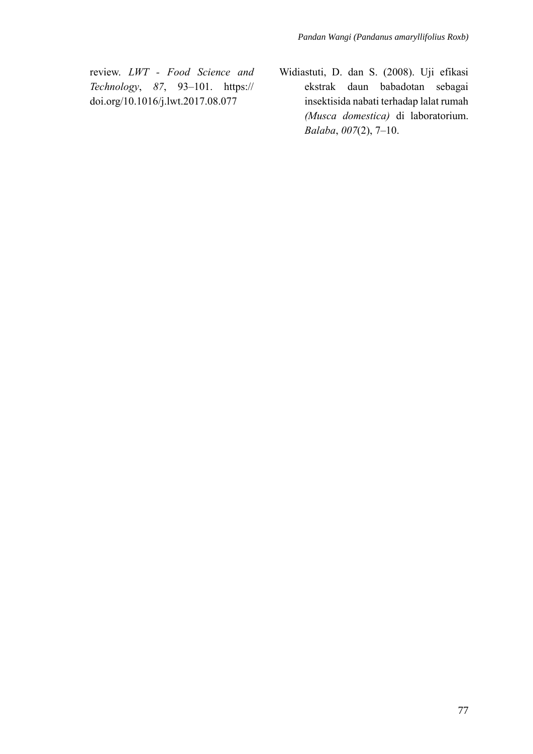review. *LWT - Food Science and Technology*, *87*, 93–101. https://doi.org/10.1016/j.lwt.2017.08.077

Widiastuti, D. dan S. (2008). Uji efikasi ekstrak daun babadotan sebagai insektisida nabati terhadap lalat rumah *(Musca domestica)* di laboratorium. *Balaba*, *007*(2), 7–10.